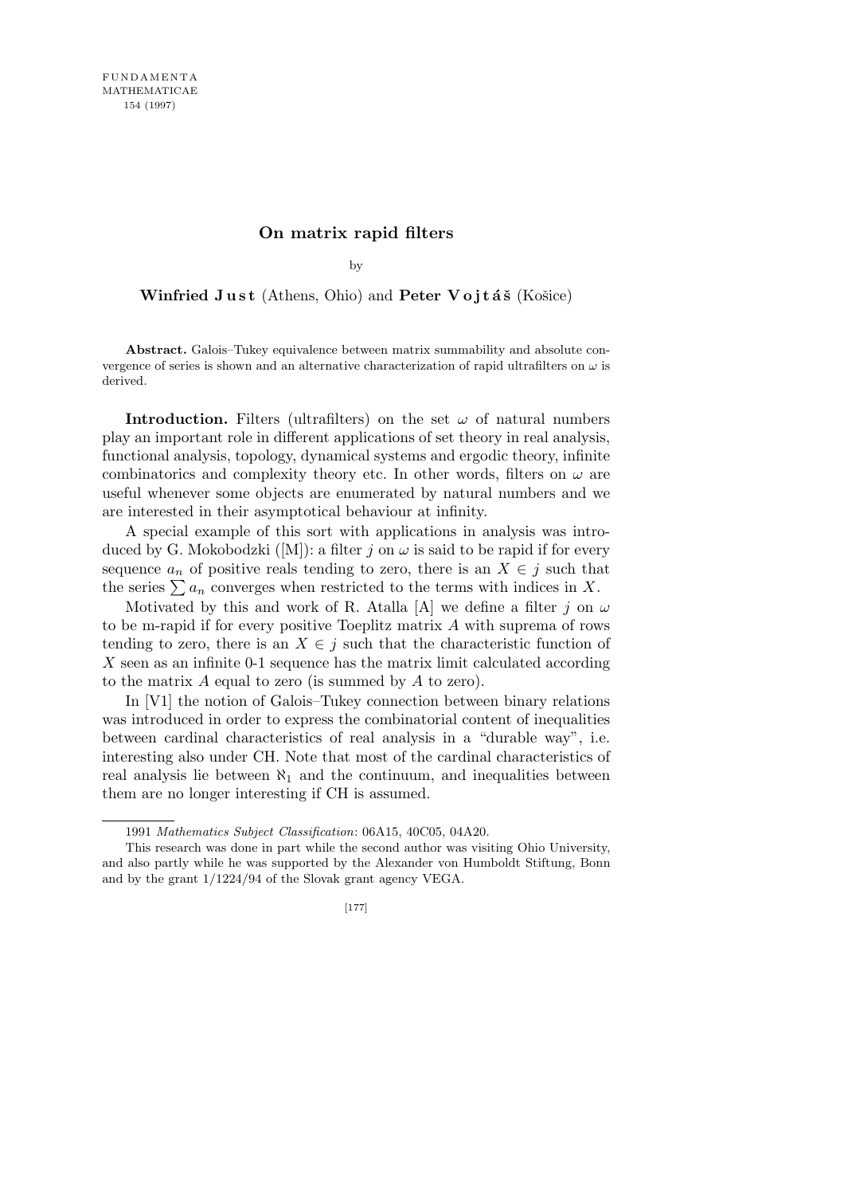# On matrix rapid filters

by

**Winfried Just** (Athens, Ohio) and **Peter Vojtáš** (Košice)

**Abstract.** Galois–Tukey equivalence between matrix summability and absolute convergence of series is shown and an alternative characterization of rapid ultrafilters on $\omega$ is derived.

**Introduction.** Filters (ultrafilters) on the set $\omega$ of natural numbers play an important role in different applications of set theory in real analysis, functional analysis, topology, dynamical systems and ergodic theory, infinite combinatorics and complexity theory etc. In other words, filters on $\omega$ are useful whenever some objects are enumerated by natural numbers and we are interested in their asymptotical behaviour at infinity.

A special example of this sort with applications in analysis was introduced by G. Mokobodzki ([M]): a filter $j$ on $\omega$ is said to be rapid if for every sequence $a_n$ of positive reals tending to zero, there is an $X \in j$ such that the series $\sum a_n$ converges when restricted to the terms with indices in $X$.

Motivated by this and work of R. Atalla [A] we define a filter $j$ on $\omega$ to be m-rapid if for every positive Toeplitz matrix $A$ with suprema of rows tending to zero, there is an $X \in j$ such that the characteristic function of $X$ seen as an infinite 0-1 sequence has the matrix limit calculated according to the matrix $A$ equal to zero (is summed by $A$ to zero).

In [V1] the notion of Galois–Tukey connection between binary relations was introduced in order to express the combinatorial content of inequalities between cardinal characteristics of real analysis in a "durable way", i.e. interesting also under CH. Note that most of the cardinal characteristics of real analysis lie between $\aleph_1$ and the continuum, and inequalities between them are no longer interesting if CH is assumed.

---

1991 *Mathematics Subject Classification*: 06A15, 40C05, 04A20.

This research was done in part while the second author was visiting Ohio University, and also partly while he was supported by the Alexander von Humboldt Stiftung, Bonn and by the grant 1/1224/94 of the Slovak grant agency VEGA.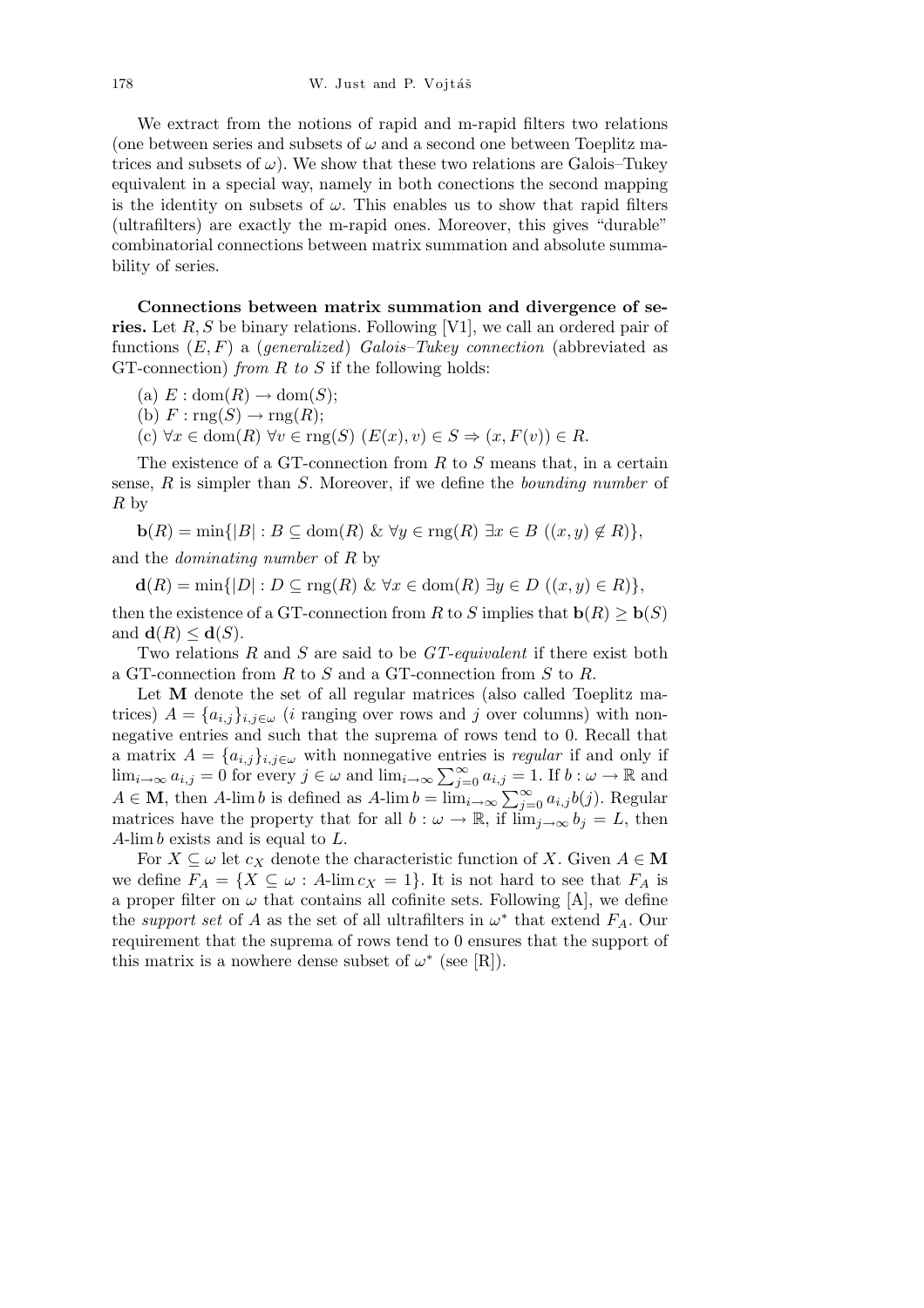We extract from the notions of rapid and m-rapid filters two relations (one between series and subsets of $\omega$ and a second one between Toeplitz matrices and subsets of $\omega$). We show that these two relations are Galois–Tukey equivalent in a special way, namely in both conections the second mapping is the identity on subsets of $\omega$. This enables us to show that rapid filters (ultrafilters) are exactly the m-rapid ones. Moreover, this gives "durable" combinatorial connections between matrix summation and absolute summability of series.

**Connections between matrix summation and divergence of series.** Let $R, S$ be binary relations. Following [V1], we call an ordered pair of functions $(E, F)$ a (*generalized*) *Galois–Tukey connection* (abbreviated as GT-connection) *from $R$ to $S$* if the following holds:

(a) $E : \mathrm{dom}(R) \to \mathrm{dom}(S)$;

(b) $F : \mathrm{rng}(S) \to \mathrm{rng}(R)$;

(c) $\forall x \in \mathrm{dom}(R)\ \forall v \in \mathrm{rng}(S)\ (E(x), v) \in S \Rightarrow (x, F(v)) \in R$.

The existence of a GT-connection from $R$ to $S$ means that, in a certain sense, $R$ is simpler than $S$. Moreover, if we define the *bounding number* of $R$ by

$$\mathbf{b}(R) = \min\{|B| : B \subseteq \mathrm{dom}(R)\ \&\ \forall y \in \mathrm{rng}(R)\ \exists x \in B\ ((x, y) \notin R)\},$$

and the *dominating number* of $R$ by

$$\mathbf{d}(R) = \min\{|D| : D \subseteq \mathrm{rng}(R)\ \&\ \forall x \in \mathrm{dom}(R)\ \exists y \in D\ ((x, y) \in R)\},$$

then the existence of a GT-connection from $R$ to $S$ implies that $\mathbf{b}(R) \geq \mathbf{b}(S)$ and $\mathbf{d}(R) \leq \mathbf{d}(S)$.

Two relations $R$ and $S$ are said to be *GT-equivalent* if there exist both a GT-connection from $R$ to $S$ and a GT-connection from $S$ to $R$.

Let $\mathbf{M}$ denote the set of all regular matrices (also called Toeplitz matrices) $A = \{a_{i,j}\}_{i,j\in\omega}$ ($i$ ranging over rows and $j$ over columns) with nonnegative entries and such that the suprema of rows tend to 0. Recall that a matrix $A = \{a_{i,j}\}_{i,j\in\omega}$ with nonnegative entries is *regular* if and only if $\lim_{i\to\infty} a_{i,j} = 0$ for every $j \in \omega$ and $\lim_{i\to\infty} \sum_{j=0}^{\infty} a_{i,j} = 1$. If $b : \omega \to \mathbb{R}$ and $A \in \mathbf{M}$, then $A$-$\lim b$ is defined as $A$-$\lim b = \lim_{i\to\infty} \sum_{j=0}^{\infty} a_{i,j} b(j)$. Regular matrices have the property that for all $b : \omega \to \mathbb{R}$, if $\lim_{j\to\infty} b_j = L$, then $A$-$\lim b$ exists and is equal to $L$.

For $X \subseteq \omega$ let $c_X$ denote the characteristic function of $X$. Given $A \in \mathbf{M}$ we define $F_A = \{X \subseteq \omega : A\text{-}\lim c_X = 1\}$. It is not hard to see that $F_A$ is a proper filter on $\omega$ that contains all cofinite sets. Following [A], we define the *support set* of $A$ as the set of all ultrafilters in $\omega^*$ that extend $F_A$. Our requirement that the suprema of rows tend to 0 ensures that the support of this matrix is a nowhere dense subset of $\omega^*$ (see [R]).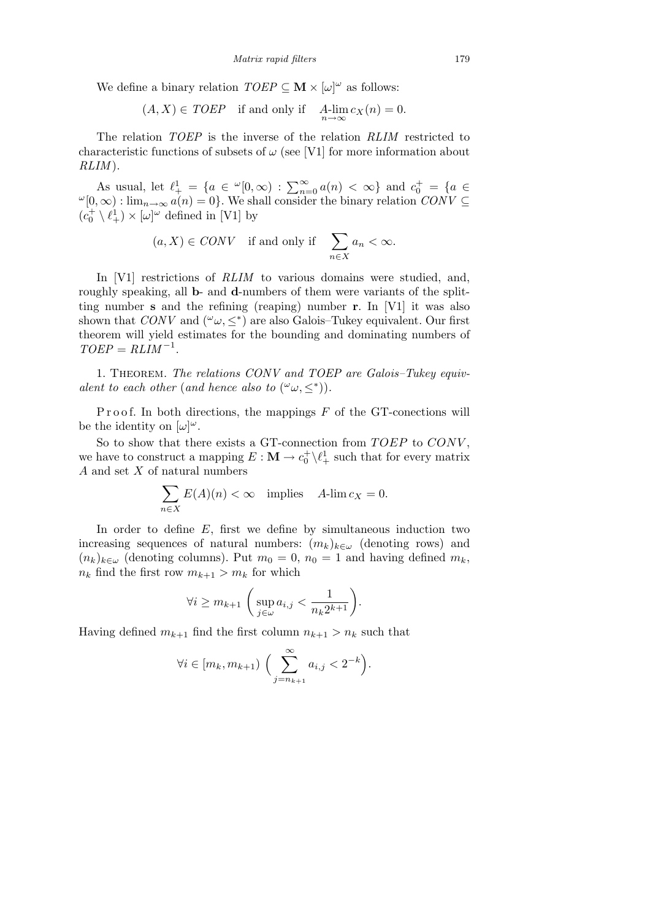We define a binary relation $TOEP \subseteq \mathbf{M} \times [\omega]^\omega$ as follows:

$$(A, X) \in TOEP \quad \text{if and only if} \quad \underset{n\to\infty}{A\text{-lim}}\, c_X(n) = 0.$$

The relation $TOEP$ is the inverse of the relation $RLIM$ restricted to characteristic functions of subsets of $\omega$ (see [V1] for more information about $RLIM$).

As usual, let $\ell^1_+ = \{a \in {}^\omega[0,\infty) : \sum_{n=0}^\infty a(n) < \infty\}$ and $c_0^+ = \{a \in {}^\omega[0,\infty) : \lim_{n\to\infty} a(n) = 0\}$. We shall consider the binary relation $CONV \subseteq (c_0^+ \setminus \ell^1_+) \times [\omega]^\omega$ defined in [V1] by

$$(a, X) \in CONV \quad \text{if and only if} \quad \sum_{n\in X} a_n < \infty.$$

In [V1] restrictions of $RLIM$ to various domains were studied, and, roughly speaking, all $\mathbf{b}$- and $\mathbf{d}$-numbers of them were variants of the splitting number $\mathbf{s}$ and the refining (reaping) number $\mathbf{r}$. In [V1] it was also shown that $CONV$ and $({}^\omega\omega, \leq^*)$ are also Galois–Tukey equivalent. Our first theorem will yield estimates for the bounding and dominating numbers of $TOEP = RLIM^{-1}$.

1. Theorem. *The relations $CONV$ and $TOEP$ are Galois–Tukey equivalent to each other* (*and hence also to* $({}^\omega\omega, \leq^*)$).

Proof. In both directions, the mappings $F$ of the GT-conections will be the identity on $[\omega]^\omega$.

So to show that there exists a GT-connection from $TOEP$ to $CONV$, we have to construct a mapping $E : \mathbf{M} \to c_0^+ \setminus \ell^1_+$ such that for every matrix $A$ and set $X$ of natural numbers

$$\sum_{n\in X} E(A)(n) < \infty \quad \text{implies} \quad A\text{-lim}\, c_X = 0.$$

In order to define $E$, first we define by simultaneous induction two increasing sequences of natural numbers: $(m_k)_{k\in\omega}$ (denoting rows) and $(n_k)_{k\in\omega}$ (denoting columns). Put $m_0 = 0$, $n_0 = 1$ and having defined $m_k$, $n_k$ find the first row $m_{k+1} > m_k$ for which

$$\forall i \geq m_{k+1} \left( \sup_{j\in\omega} a_{i,j} < \frac{1}{n_k 2^{k+1}} \right).$$

Having defined $m_{k+1}$ find the first column $n_{k+1} > n_k$ such that

$$\forall i \in [m_k, m_{k+1}) \Big( \sum_{j=n_{k+1}}^\infty a_{i,j} < 2^{-k} \Big).$$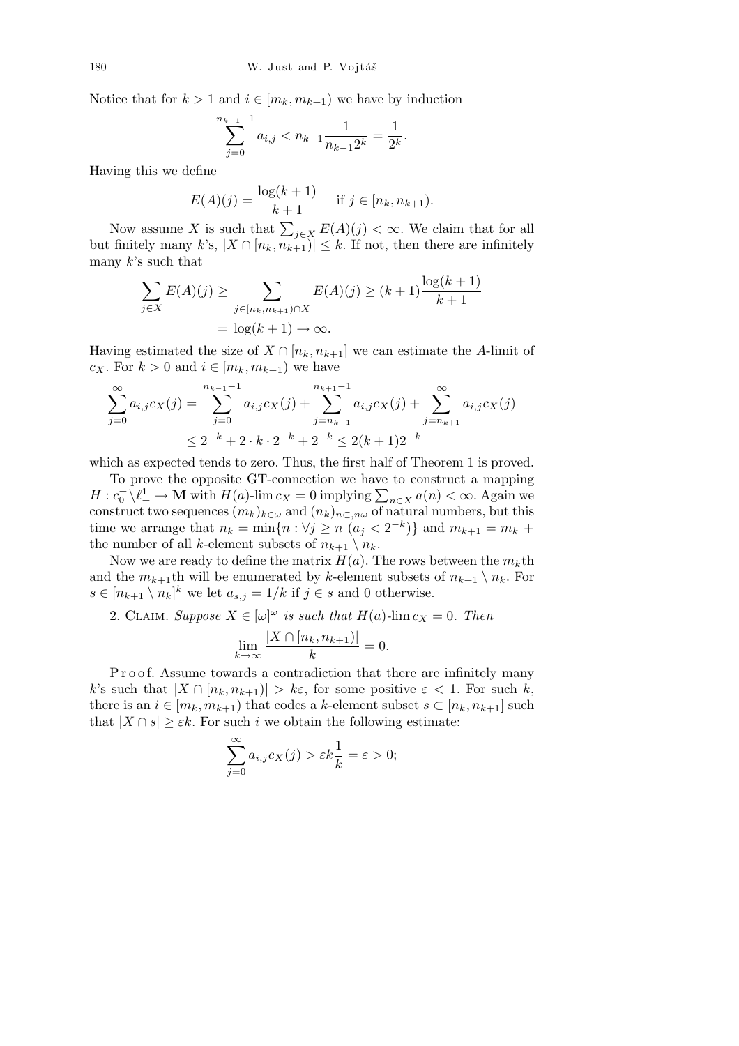Notice that for $k > 1$ and $i \in [m_k, m_{k+1})$ we have by induction

$$\sum_{j=0}^{n_{k-1}-1} a_{i,j} < n_{k-1} \frac{1}{n_{k-1} 2^k} = \frac{1}{2^k}.$$

Having this we define

$$E(A)(j) = \frac{\log(k+1)}{k+1} \quad \text{ if } j \in [n_k, n_{k+1}).$$

Now assume $X$ is such that $\sum_{j \in X} E(A)(j) < \infty$. We claim that for all but finitely many $k$'s, $|X \cap [n_k, n_{k+1})| \le k$. If not, then there are infinitely many $k$'s such that

$$\sum_{j \in X} E(A)(j) \ge \sum_{j \in [n_k, n_{k+1}) \cap X} E(A)(j) \ge (k+1) \frac{\log(k+1)}{k+1}$$
$$= \log(k+1) \to \infty.$$

Having estimated the size of $X \cap [n_k, n_{k+1}]$ we can estimate the $A$-limit of $c_X$. For $k > 0$ and $i \in [m_k, m_{k+1})$ we have

$$\sum_{j=0}^{\infty} a_{i,j} c_X(j) = \sum_{j=0}^{n_{k-1}-1} a_{i,j} c_X(j) + \sum_{j=n_{k-1}}^{n_{k+1}-1} a_{i,j} c_X(j) + \sum_{j=n_{k+1}}^{\infty} a_{i,j} c_X(j)$$
$$\le 2^{-k} + 2 \cdot k \cdot 2^{-k} + 2^{-k} \le 2(k+1) 2^{-k}$$

which as expected tends to zero. Thus, the first half of Theorem 1 is proved.

To prove the opposite GT-connection we have to construct a mapping $H : c_0^+ \setminus \ell_+^1 \to \mathbf{M}$ with $H(a)\text{-}\lim c_X = 0$ implying $\sum_{n \in X} a(n) < \infty$. Again we construct two sequences $(m_k)_{k \in \omega}$ and $(n_k)_{n \subset, n\omega}$ of natural numbers, but this time we arrange that $n_k = \min\{n : \forall j \ge n \ (a_j < 2^{-k})\}$ and $m_{k+1} = m_k +$ the number of all $k$-element subsets of $n_{k+1} \setminus n_k$.

Now we are ready to define the matrix $H(a)$. The rows between the $m_k$th and the $m_{k+1}$th will be enumerated by $k$-element subsets of $n_{k+1} \setminus n_k$. For $s \in [n_{k+1} \setminus n_k]^k$ we let $a_{s,j} = 1/k$ if $j \in s$ and 0 otherwise.

2. Claim. *Suppose $X \in [\omega]^\omega$ is such that $H(a)\text{-}\lim c_X = 0$. Then*

$$\lim_{k \to \infty} \frac{|X \cap [n_k, n_{k+1})|}{k} = 0.$$

Proof. Assume towards a contradiction that there are infinitely many $k$'s such that $|X \cap [n_k, n_{k+1})| > k\varepsilon$, for some positive $\varepsilon < 1$. For such $k$, there is an $i \in [m_k, m_{k+1})$ that codes a $k$-element subset $s \subset [n_k, n_{k+1}]$ such that $|X \cap s| \ge \varepsilon k$. For such $i$ we obtain the following estimate:

$$\sum_{j=0}^{\infty} a_{i,j} c_X(j) > \varepsilon k \frac{1}{k} = \varepsilon > 0;$$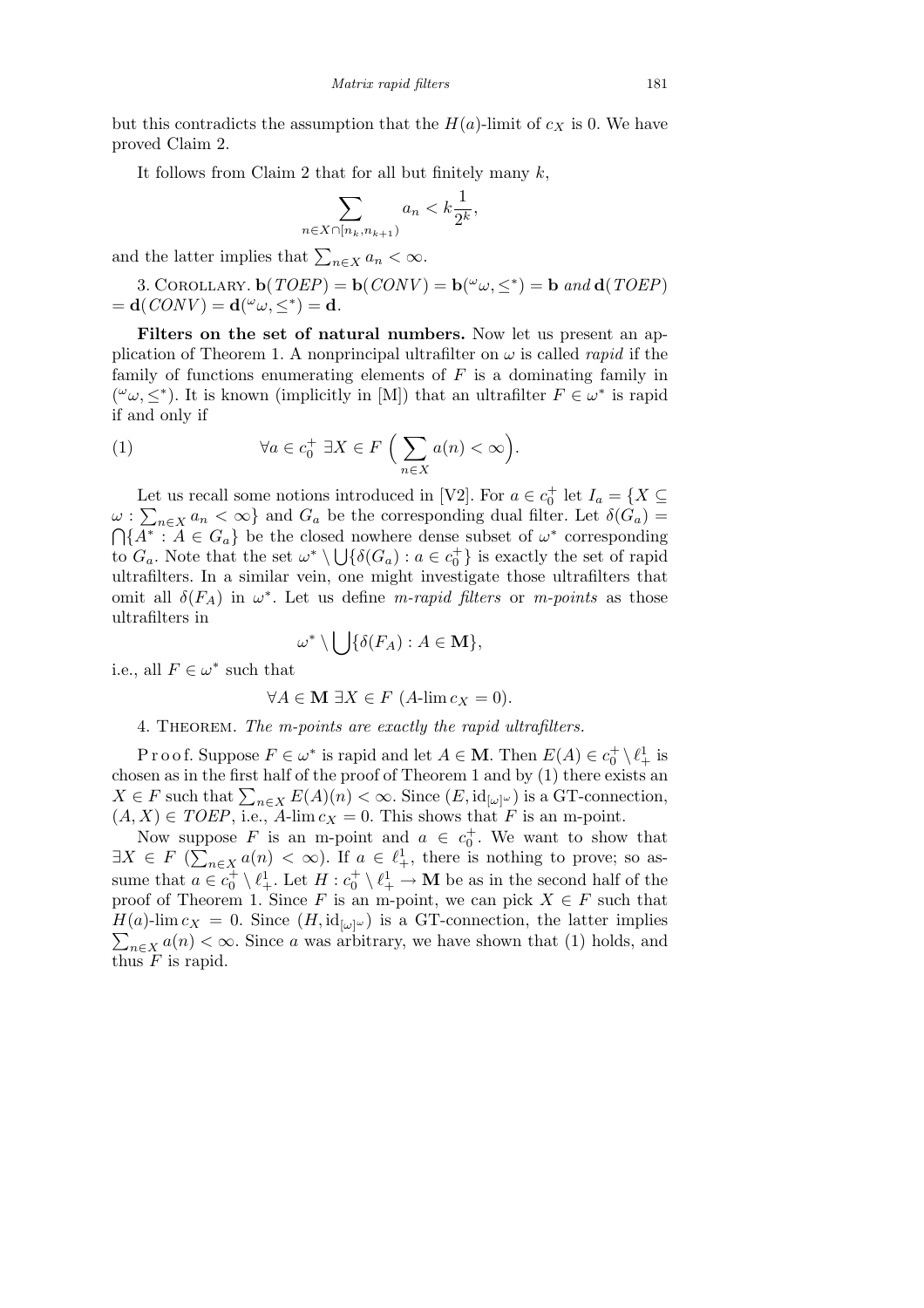but this contradicts the assumption that the $H(a)$-limit of $c_X$ is 0. We have proved Claim 2.

It follows from Claim 2 that for all but finitely many $k$,

$$\sum_{n \in X \cap [n_k, n_{k+1})} a_n < k \frac{1}{2^k},$$

and the latter implies that $\sum_{n \in X} a_n < \infty$.

3. Corollary. $\mathbf{b}(TOEP) = \mathbf{b}(CONV) = \mathbf{b}({}^{\omega}\omega, \leq^*) = \mathbf{b}$ *and* $\mathbf{d}(TOEP) = \mathbf{d}(CONV) = \mathbf{d}({}^{\omega}\omega, \leq^*) = \mathbf{d}$.

**Filters on the set of natural numbers.** Now let us present an application of Theorem 1. A nonprincipal ultrafilter on $\omega$ is called *rapid* if the family of functions enumerating elements of $F$ is a dominating family in $({}^{\omega}\omega, \leq^*)$. It is known (implicitly in [M]) that an ultrafilter $F \in \omega^*$ is rapid if and only if

$$\forall a \in c_0^+ \ \exists X \in F \ \Big( \sum_{n \in X} a(n) < \infty \Big). \tag{1}$$

Let us recall some notions introduced in [V2]. For $a \in c_0^+$ let $I_a = \{X \subseteq \omega : \sum_{n \in X} a_n < \infty\}$ and $G_a$ be the corresponding dual filter. Let $\delta(G_a) = \bigcap \{A^* : A \in G_a\}$ be the closed nowhere dense subset of $\omega^*$ corresponding to $G_a$. Note that the set $\omega^* \setminus \bigcup \{\delta(G_a) : a \in c_0^+\}$ is exactly the set of rapid ultrafilters. In a similar vein, one might investigate those ultrafilters that omit all $\delta(F_A)$ in $\omega^*$. Let us define *m-rapid filters* or *m-points* as those ultrafilters in

$$\omega^* \setminus \bigcup \{\delta(F_A) : A \in \mathbf{M}\},$$

i.e., all $F \in \omega^*$ such that

$$\forall A \in \mathbf{M} \ \exists X \in F \ (A\text{-}\lim c_X = 0).$$

4. Theorem. *The m-points are exactly the rapid ultrafilters.*

Proof. Suppose $F \in \omega^*$ is rapid and let $A \in \mathbf{M}$. Then $E(A) \in c_0^+ \setminus \ell_+^1$ is chosen as in the first half of the proof of Theorem 1 and by (1) there exists an $X \in F$ such that $\sum_{n \in X} E(A)(n) < \infty$. Since $(E, \mathrm{id}_{[\omega]^\omega})$ is a GT-connection, $(A, X) \in TOEP$, i.e., $A$-$\lim c_X = 0$. This shows that $F$ is an m-point.

Now suppose $F$ is an m-point and $a \in c_0^+$. We want to show that $\exists X \in F \ (\sum_{n \in X} a(n) < \infty)$. If $a \in \ell_+^1$, there is nothing to prove; so assume that $a \in c_0^+ \setminus \ell_+^1$. Let $H : c_0^+ \setminus \ell_+^1 \to \mathbf{M}$ be as in the second half of the proof of Theorem 1. Since $F$ is an m-point, we can pick $X \in F$ such that $H(a)$-$\lim c_X = 0$. Since $(H, \mathrm{id}_{[\omega]^\omega})$ is a GT-connection, the latter implies $\sum_{n \in X} a(n) < \infty$. Since $a$ was arbitrary, we have shown that (1) holds, and thus $F$ is rapid.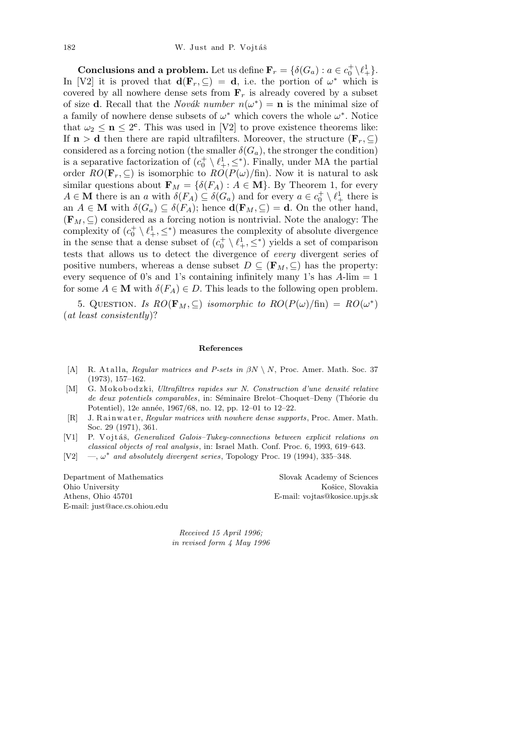**Conclusions and a problem.** Let us define $\mathbf{F}_r = \{\delta(G_a) : a \in c_0^+ \setminus \ell_+^1\}$. In [V2] it is proved that $\mathbf{d}(\mathbf{F}_r, \subseteq) = \mathbf{d}$, i.e. the portion of $\omega^*$ which is covered by all nowhere dense sets from $\mathbf{F}_r$ is already covered by a subset of size $\mathbf{d}$. Recall that the *Novák number* $n(\omega^*) = \mathbf{n}$ is the minimal size of a family of nowhere dense subsets of $\omega^*$ which covers the whole $\omega^*$. Notice that $\omega_2 \leq \mathbf{n} \leq 2^{\mathbf{c}}$. This was used in [V2] to prove existence theorems like: If $\mathbf{n} > \mathbf{d}$ then there are rapid ultrafilters. Moreover, the structure $(\mathbf{F}_r, \subseteq)$ considered as a forcing notion (the smaller $\delta(G_a)$, the stronger the condition) is a separative factorization of $(c_0^+ \setminus \ell_+^1, \leq^*)$. Finally, under MA the partial order $RO(\mathbf{F}_r, \subseteq)$ is isomorphic to $RO(P(\omega)/\mathrm{fin})$. Now it is natural to ask similar questions about $\mathbf{F}_M = \{\delta(F_A) : A \in \mathbf{M}\}$. By Theorem 1, for every $A \in \mathbf{M}$ there is an $a$ with $\delta(F_A) \subseteq \delta(G_a)$ and for every $a \in c_0^+ \setminus \ell_+^1$ there is an $A \in \mathbf{M}$ with $\delta(G_a) \subseteq \delta(F_A)$; hence $\mathbf{d}(\mathbf{F}_M, \subseteq) = \mathbf{d}$. On the other hand, $(\mathbf{F}_M, \subseteq)$ considered as a forcing notion is nontrivial. Note the analogy: The complexity of $(c_0^+ \setminus \ell_+^1, \leq^*)$ measures the complexity of absolute divergence in the sense that a dense subset of $(c_0^+ \setminus \ell_+^1, \leq^*)$ yields a set of comparison tests that allows us to detect the divergence of *every* divergent series of positive numbers, whereas a dense subset $D \subseteq (\mathbf{F}_M, \subseteq)$ has the property: every sequence of 0's and 1's containing infinitely many 1's has $A$-lim $= 1$ for some $A \in \mathbf{M}$ with $\delta(F_A) \in D$. This leads to the following open problem.

5. Question. *Is $RO(\mathbf{F}_M, \subseteq)$ isomorphic to $RO(P(\omega)/\mathrm{fin}) = RO(\omega^*)$ (at least consistently)?*

## References

[A] R. Atalla, *Regular matrices and P-sets in $\beta N \setminus N$*, Proc. Amer. Math. Soc. 37 (1973), 157–162.

[M] G. Mokobodzki, *Ultrafiltres rapides sur N. Construction d'une densité relative de deux potentiels comparables*, in: Séminaire Brelot–Choquet–Deny (Théorie du Potentiel), 12e année, 1967/68, no. 12, pp. 12–01 to 12–22.

[R] J. Rainwater, *Regular matrices with nowhere dense supports*, Proc. Amer. Math. Soc. 29 (1971), 361.

[V1] P. Vojtáš, *Generalized Galois–Tukey-connections between explicit relations on classical objects of real analysis*, in: Israel Math. Conf. Proc. 6, 1993, 619–643.

[V2] —, *$\omega^*$ and absolutely divergent series*, Topology Proc. 19 (1994), 335–348.

Department of Mathematics
Ohio University
Athens, Ohio 45701
E-mail: just@ace.cs.ohiou.edu

Slovak Academy of Sciences
Košice, Slovakia
E-mail: vojtas@kosice.upjs.sk

*Received 15 April 1996;*
*in revised form 4 May 1996*